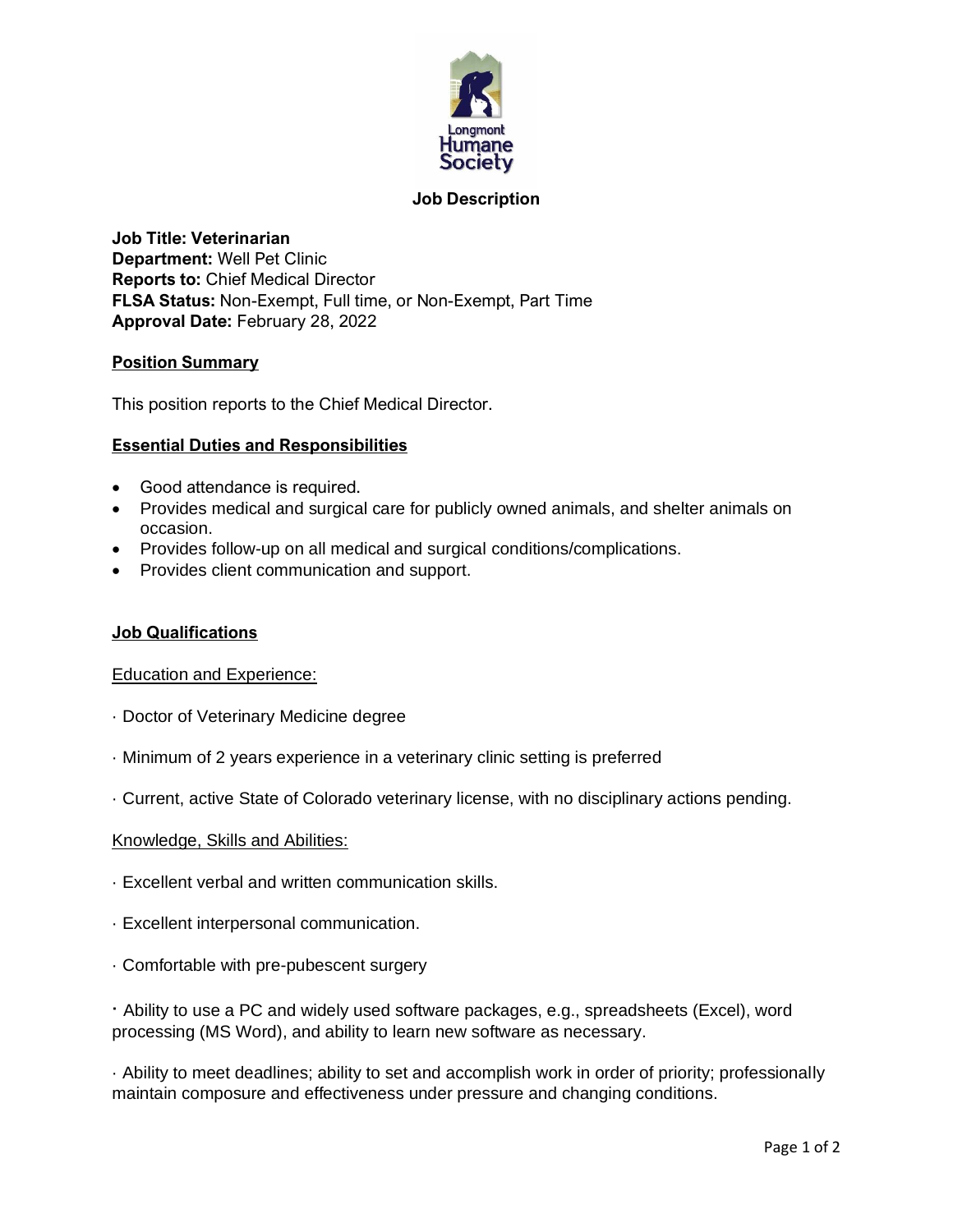Longmont Humane Society

**Job Description**

**Job Title: Veterinarian**
**Department:** Well Pet Clinic
**Reports to:** Chief Medical Director
**FLSA Status:** Non-Exempt, Full time, or Non-Exempt, Part Time
**Approval Date:** February 28, 2022

## Position Summary

This position reports to the Chief Medical Director.

## Essential Duties and Responsibilities

- Good attendance is required.
- Provides medical and surgical care for publicly owned animals, and shelter animals on occasion.
- Provides follow-up on all medical and surgical conditions/complications.
- Provides client communication and support.

## Job Qualifications

### Education and Experience:

· Doctor of Veterinary Medicine degree

· Minimum of 2 years experience in a veterinary clinic setting is preferred

· Current, active State of Colorado veterinary license, with no disciplinary actions pending.

### Knowledge, Skills and Abilities:

· Excellent verbal and written communication skills.

· Excellent interpersonal communication.

· Comfortable with pre-pubescent surgery

· Ability to use a PC and widely used software packages, e.g., spreadsheets (Excel), word processing (MS Word), and ability to learn new software as necessary.

· Ability to meet deadlines; ability to set and accomplish work in order of priority; professionally maintain composure and effectiveness under pressure and changing conditions.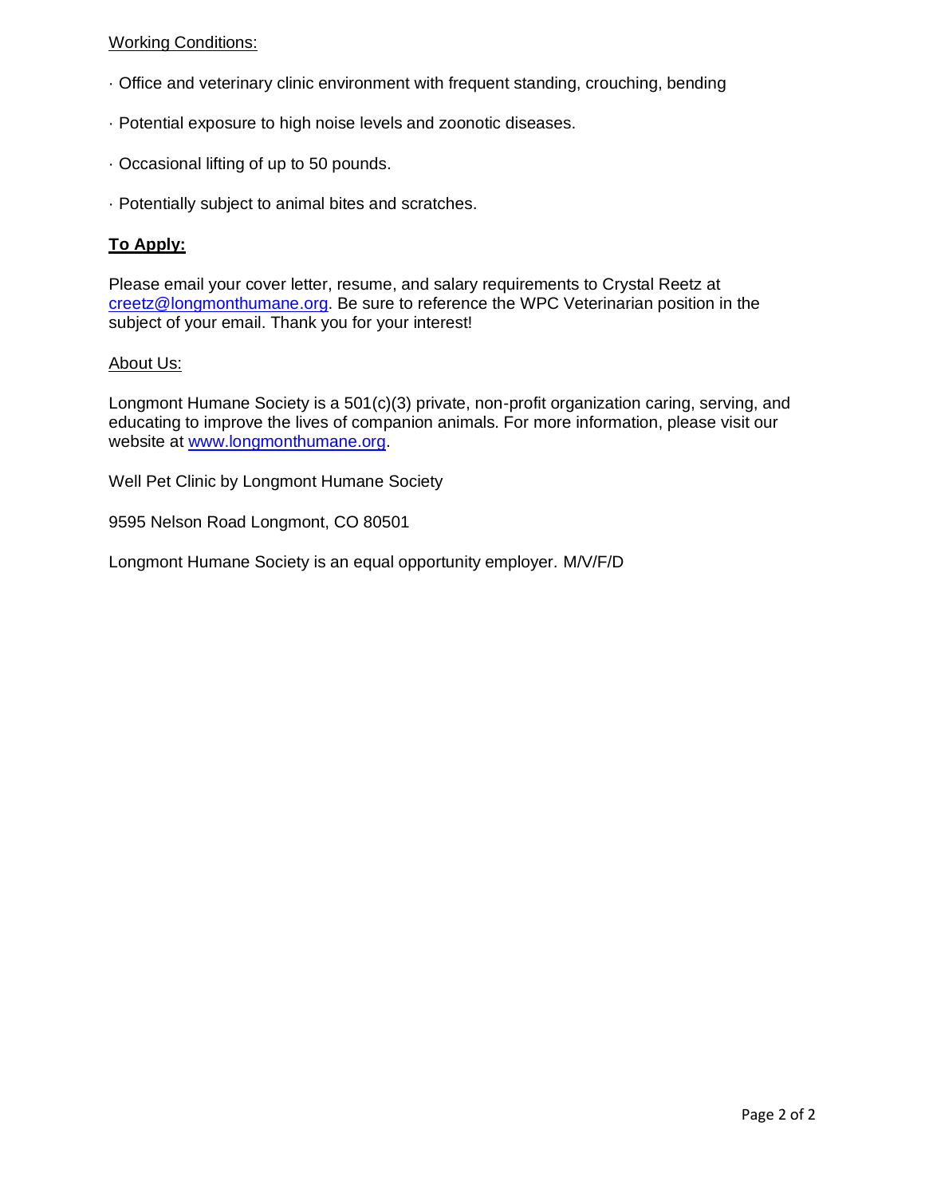Working Conditions:

· Office and veterinary clinic environment with frequent standing, crouching, bending

· Potential exposure to high noise levels and zoonotic diseases.

· Occasional lifting of up to 50 pounds.

· Potentially subject to animal bites and scratches.

## To Apply:

Please email your cover letter, resume, and salary requirements to Crystal Reetz at creetz@longmonthumane.org. Be sure to reference the WPC Veterinarian position in the subject of your email. Thank you for your interest!

About Us:

Longmont Humane Society is a 501(c)(3) private, non-profit organization caring, serving, and educating to improve the lives of companion animals. For more information, please visit our website at www.longmonthumane.org.

Well Pet Clinic by Longmont Humane Society

9595 Nelson Road Longmont, CO 80501

Longmont Humane Society is an equal opportunity employer. M/V/F/D